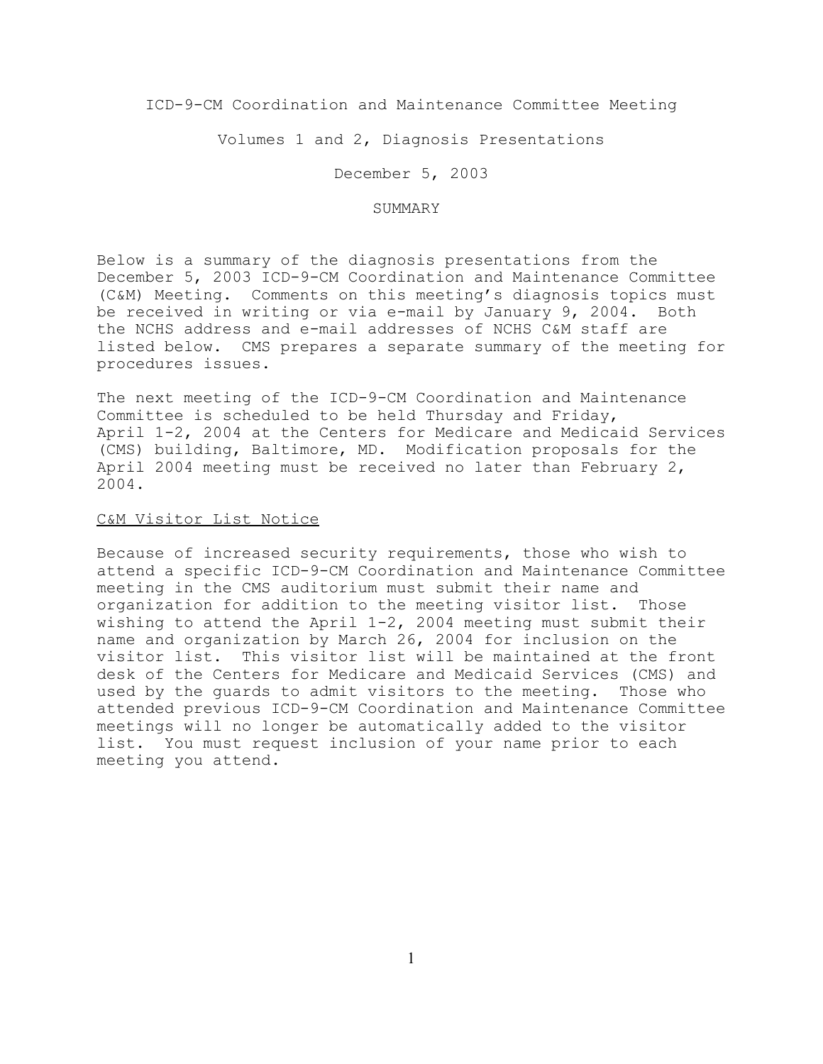# ICD-9-CM Coordination and Maintenance Committee Meeting

## Volumes 1 and 2, Diagnosis Presentations

## December 5, 2003

## SUMMARY

Below is a summary of the diagnosis presentations from the December 5, 2003 ICD-9-CM Coordination and Maintenance Committee (C&M) Meeting. Comments on this meeting's diagnosis topics must be received in writing or via e-mail by January 9, 2004. Both the NCHS address and e-mail addresses of NCHS C&M staff are listed below. CMS prepares a separate summary of the meeting for procedures issues.

The next meeting of the ICD-9-CM Coordination and Maintenance Committee is scheduled to be held Thursday and Friday, April 1-2, 2004 at the Centers for Medicare and Medicaid Services (CMS) building, Baltimore, MD. Modification proposals for the April 2004 meeting must be received no later than February 2, 2004.

<u>C&M Visitor List Notice</u>

Because of increased security requirements, those who wish to attend a specific ICD-9-CM Coordination and Maintenance Committee meeting in the CMS auditorium must submit their name and organization for addition to the meeting visitor list. Those wishing to attend the April 1-2, 2004 meeting must submit their name and organization by March 26, 2004 for inclusion on the visitor list. This visitor list will be maintained at the front desk of the Centers for Medicare and Medicaid Services (CMS) and used by the guards to admit visitors to the meeting. Those who attended previous ICD-9-CM Coordination and Maintenance Committee meetings will no longer be automatically added to the visitor list. You must request inclusion of your name prior to each meeting you attend.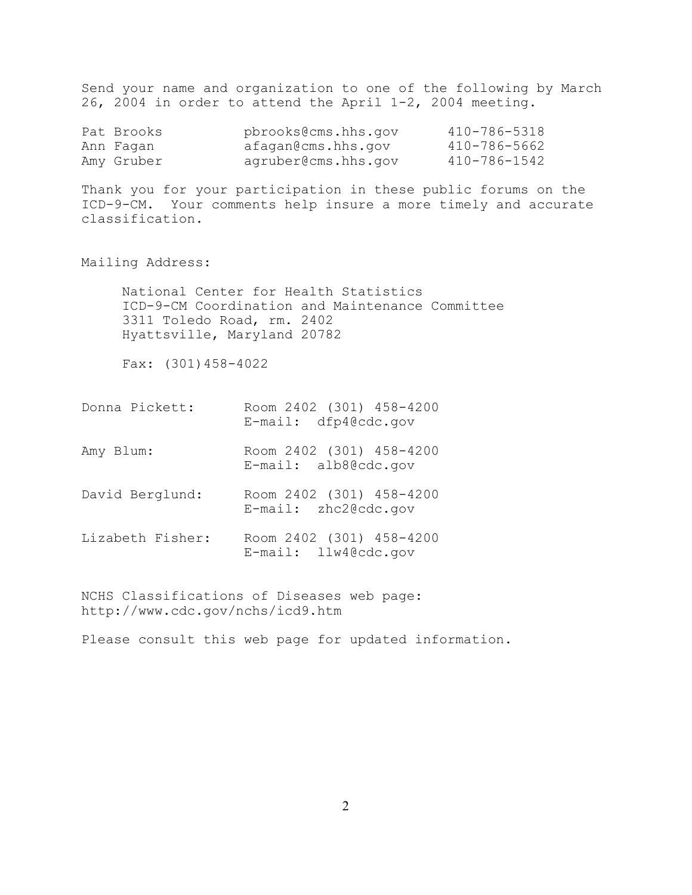Send your name and organization to one of the following by March 26, 2004 in order to attend the April 1-2, 2004 meeting.

| | | |
|---|---|---|
| Pat Brooks | pbrooks@cms.hhs.gov | 410-786-5318 |
| Ann Fagan | afagan@cms.hhs.gov | 410-786-5662 |
| Amy Gruber | agruber@cms.hhs.gov | 410-786-1542 |

Thank you for your participation in these public forums on the ICD-9-CM. Your comments help insure a more timely and accurate classification.

Mailing Address:

National Center for Health Statistics
ICD-9-CM Coordination and Maintenance Committee
3311 Toledo Road, rm. 2402
Hyattsville, Maryland 20782

Fax: (301)458-4022

Donna Pickett: Room 2402 (301) 458-4200
E-mail: dfp4@cdc.gov

Amy Blum: Room 2402 (301) 458-4200
E-mail: alb8@cdc.gov

David Berglund: Room 2402 (301) 458-4200
E-mail: zhc2@cdc.gov

Lizabeth Fisher: Room 2402 (301) 458-4200
E-mail: llw4@cdc.gov

NCHS Classifications of Diseases web page:
http://www.cdc.gov/nchs/icd9.htm

Please consult this web page for updated information.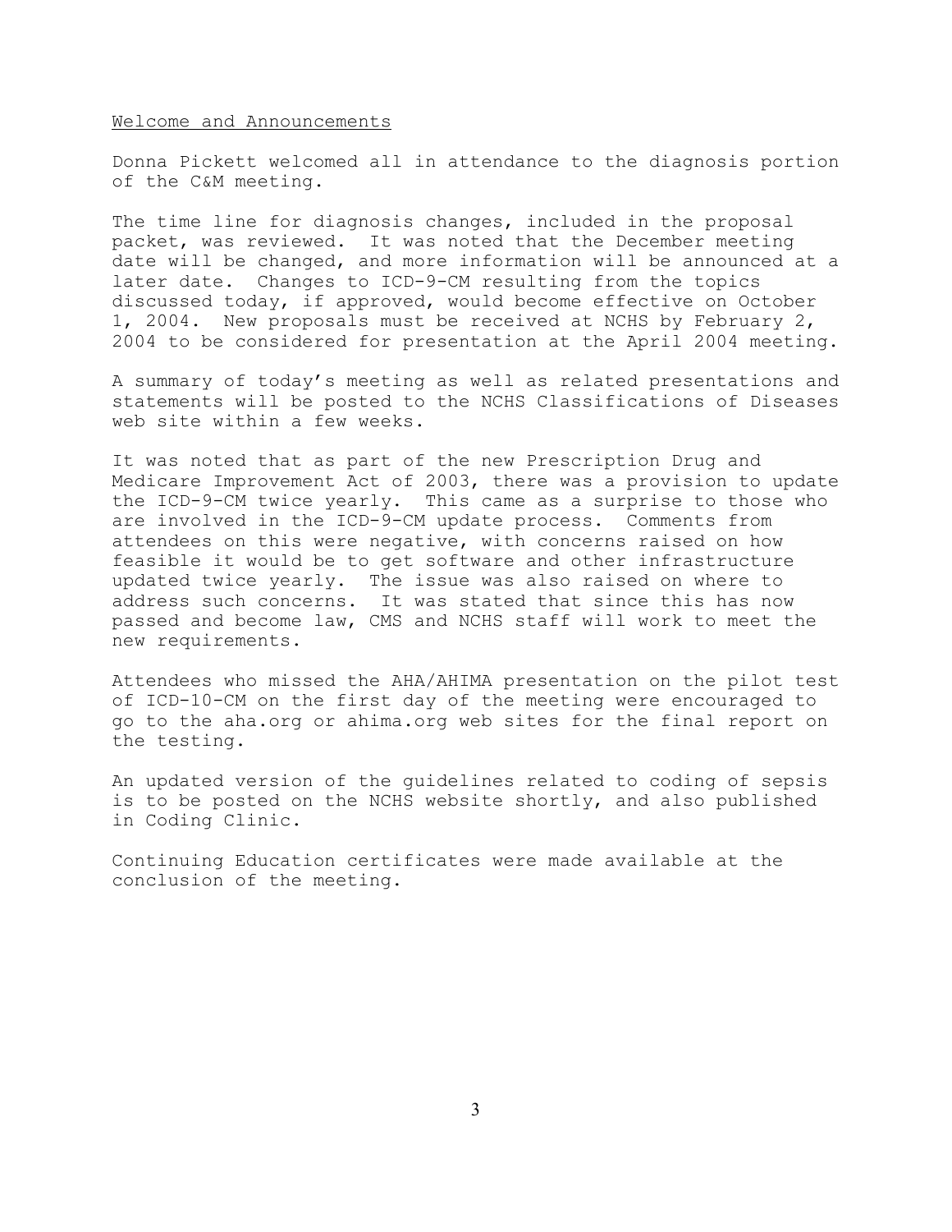## Welcome and Announcements

Donna Pickett welcomed all in attendance to the diagnosis portion of the C&M meeting.

The time line for diagnosis changes, included in the proposal packet, was reviewed. It was noted that the December meeting date will be changed, and more information will be announced at a later date. Changes to ICD-9-CM resulting from the topics discussed today, if approved, would become effective on October 1, 2004. New proposals must be received at NCHS by February 2, 2004 to be considered for presentation at the April 2004 meeting.

A summary of today's meeting as well as related presentations and statements will be posted to the NCHS Classifications of Diseases web site within a few weeks.

It was noted that as part of the new Prescription Drug and Medicare Improvement Act of 2003, there was a provision to update the ICD-9-CM twice yearly. This came as a surprise to those who are involved in the ICD-9-CM update process. Comments from attendees on this were negative, with concerns raised on how feasible it would be to get software and other infrastructure updated twice yearly. The issue was also raised on where to address such concerns. It was stated that since this has now passed and become law, CMS and NCHS staff will work to meet the new requirements.

Attendees who missed the AHA/AHIMA presentation on the pilot test of ICD-10-CM on the first day of the meeting were encouraged to go to the aha.org or ahima.org web sites for the final report on the testing.

An updated version of the guidelines related to coding of sepsis is to be posted on the NCHS website shortly, and also published in Coding Clinic.

Continuing Education certificates were made available at the conclusion of the meeting.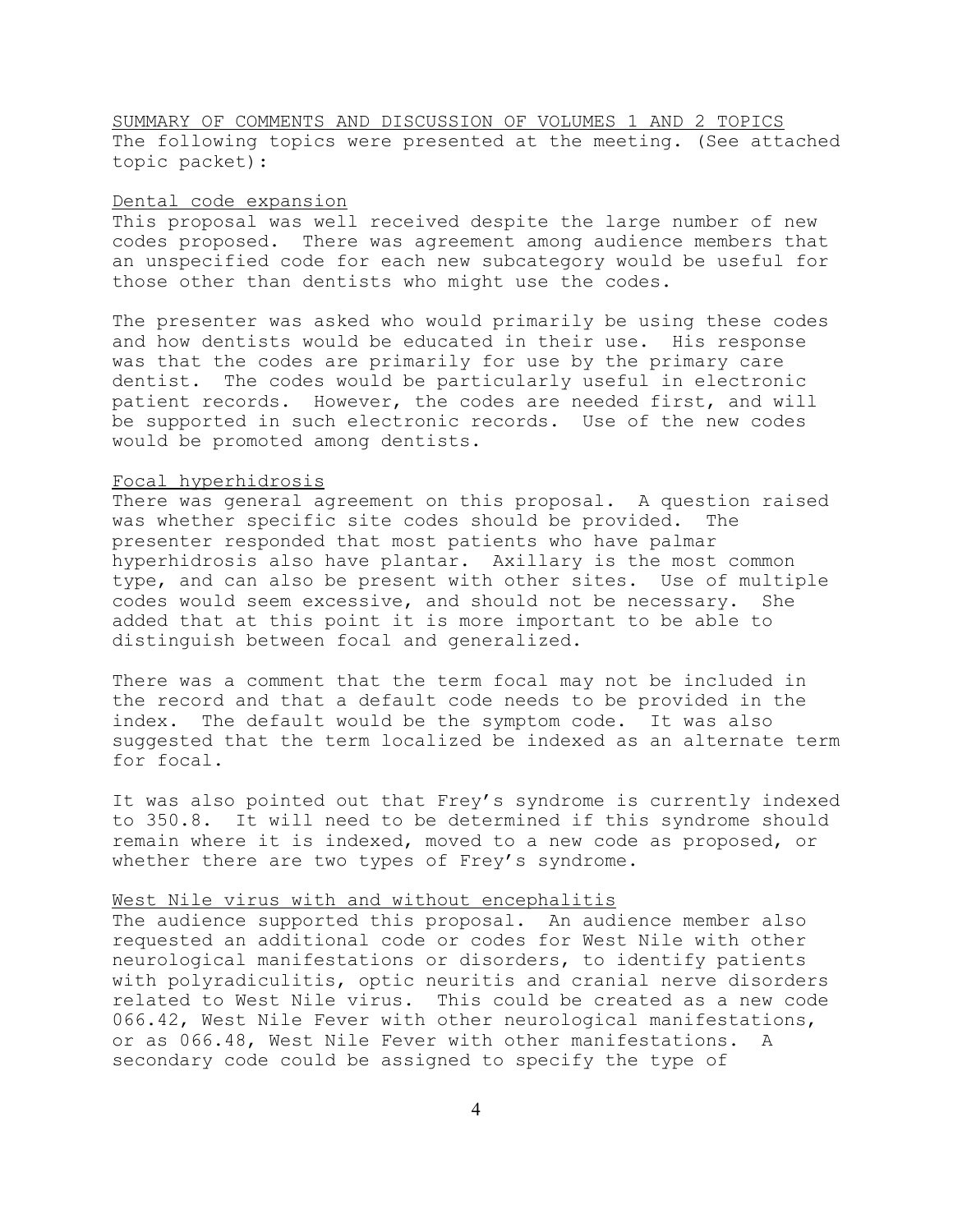## SUMMARY OF COMMENTS AND DISCUSSION OF VOLUMES 1 AND 2 TOPICS

The following topics were presented at the meeting. (See attached topic packet):

### Dental code expansion

This proposal was well received despite the large number of new codes proposed. There was agreement among audience members that an unspecified code for each new subcategory would be useful for those other than dentists who might use the codes.

The presenter was asked who would primarily be using these codes and how dentists would be educated in their use. His response was that the codes are primarily for use by the primary care dentist. The codes would be particularly useful in electronic patient records. However, the codes are needed first, and will be supported in such electronic records. Use of the new codes would be promoted among dentists.

### Focal hyperhidrosis

There was general agreement on this proposal. A question raised was whether specific site codes should be provided. The presenter responded that most patients who have palmar hyperhidrosis also have plantar. Axillary is the most common type, and can also be present with other sites. Use of multiple codes would seem excessive, and should not be necessary. She added that at this point it is more important to be able to distinguish between focal and generalized.

There was a comment that the term focal may not be included in the record and that a default code needs to be provided in the index. The default would be the symptom code. It was also suggested that the term localized be indexed as an alternate term for focal.

It was also pointed out that Frey's syndrome is currently indexed to 350.8. It will need to be determined if this syndrome should remain where it is indexed, moved to a new code as proposed, or whether there are two types of Frey's syndrome.

### West Nile virus with and without encephalitis

The audience supported this proposal. An audience member also requested an additional code or codes for West Nile with other neurological manifestations or disorders, to identify patients with polyradiculitis, optic neuritis and cranial nerve disorders related to West Nile virus. This could be created as a new code 066.42, West Nile Fever with other neurological manifestations, or as 066.48, West Nile Fever with other manifestations. A secondary code could be assigned to specify the type of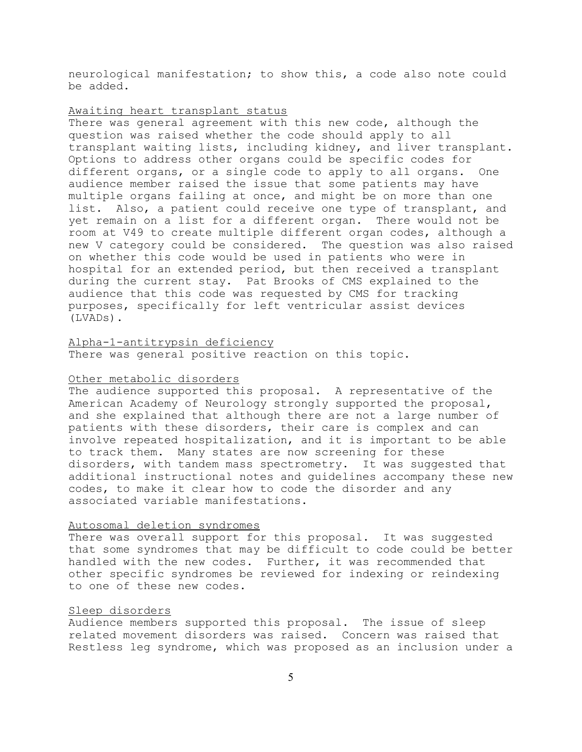neurological manifestation; to show this, a code also note could be added.

Awaiting heart transplant status

There was general agreement with this new code, although the question was raised whether the code should apply to all transplant waiting lists, including kidney, and liver transplant. Options to address other organs could be specific codes for different organs, or a single code to apply to all organs. One audience member raised the issue that some patients may have multiple organs failing at once, and might be on more than one list. Also, a patient could receive one type of transplant, and yet remain on a list for a different organ. There would not be room at V49 to create multiple different organ codes, although a new V category could be considered. The question was also raised on whether this code would be used in patients who were in hospital for an extended period, but then received a transplant during the current stay. Pat Brooks of CMS explained to the audience that this code was requested by CMS for tracking purposes, specifically for left ventricular assist devices (LVADs).

Alpha-1-antitrypsin deficiency

There was general positive reaction on this topic.

Other metabolic disorders

The audience supported this proposal. A representative of the American Academy of Neurology strongly supported the proposal, and she explained that although there are not a large number of patients with these disorders, their care is complex and can involve repeated hospitalization, and it is important to be able to track them. Many states are now screening for these disorders, with tandem mass spectrometry. It was suggested that additional instructional notes and guidelines accompany these new codes, to make it clear how to code the disorder and any associated variable manifestations.

Autosomal deletion syndromes

There was overall support for this proposal. It was suggested that some syndromes that may be difficult to code could be better handled with the new codes. Further, it was recommended that other specific syndromes be reviewed for indexing or reindexing to one of these new codes.

Sleep disorders

Audience members supported this proposal. The issue of sleep related movement disorders was raised. Concern was raised that Restless leg syndrome, which was proposed as an inclusion under a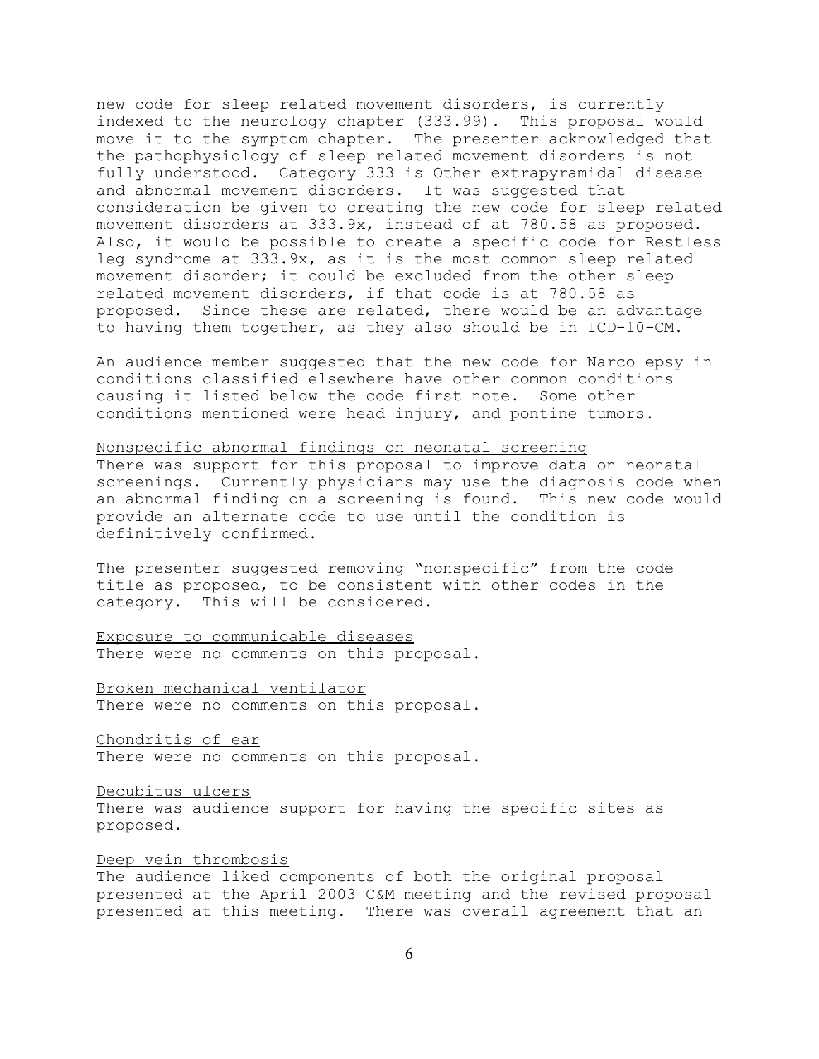new code for sleep related movement disorders, is currently indexed to the neurology chapter (333.99). This proposal would move it to the symptom chapter. The presenter acknowledged that the pathophysiology of sleep related movement disorders is not fully understood. Category 333 is Other extrapyramidal disease and abnormal movement disorders. It was suggested that consideration be given to creating the new code for sleep related movement disorders at 333.9x, instead of at 780.58 as proposed. Also, it would be possible to create a specific code for Restless leg syndrome at 333.9x, as it is the most common sleep related movement disorder; it could be excluded from the other sleep related movement disorders, if that code is at 780.58 as proposed. Since these are related, there would be an advantage to having them together, as they also should be in ICD-10-CM.

An audience member suggested that the new code for Narcolepsy in conditions classified elsewhere have other common conditions causing it listed below the code first note. Some other conditions mentioned were head injury, and pontine tumors.

<u>Nonspecific abnormal findings on neonatal screening</u>

There was support for this proposal to improve data on neonatal screenings. Currently physicians may use the diagnosis code when an abnormal finding on a screening is found. This new code would provide an alternate code to use until the condition is definitively confirmed.

The presenter suggested removing "nonspecific" from the code title as proposed, to be consistent with other codes in the category. This will be considered.

<u>Exposure to communicable diseases</u>

There were no comments on this proposal.

<u>Broken mechanical ventilator</u>

There were no comments on this proposal.

<u>Chondritis of ear</u>

There were no comments on this proposal.

<u>Decubitus ulcers</u>

There was audience support for having the specific sites as proposed.

<u>Deep vein thrombosis</u>

The audience liked components of both the original proposal presented at the April 2003 C&M meeting and the revised proposal presented at this meeting. There was overall agreement that an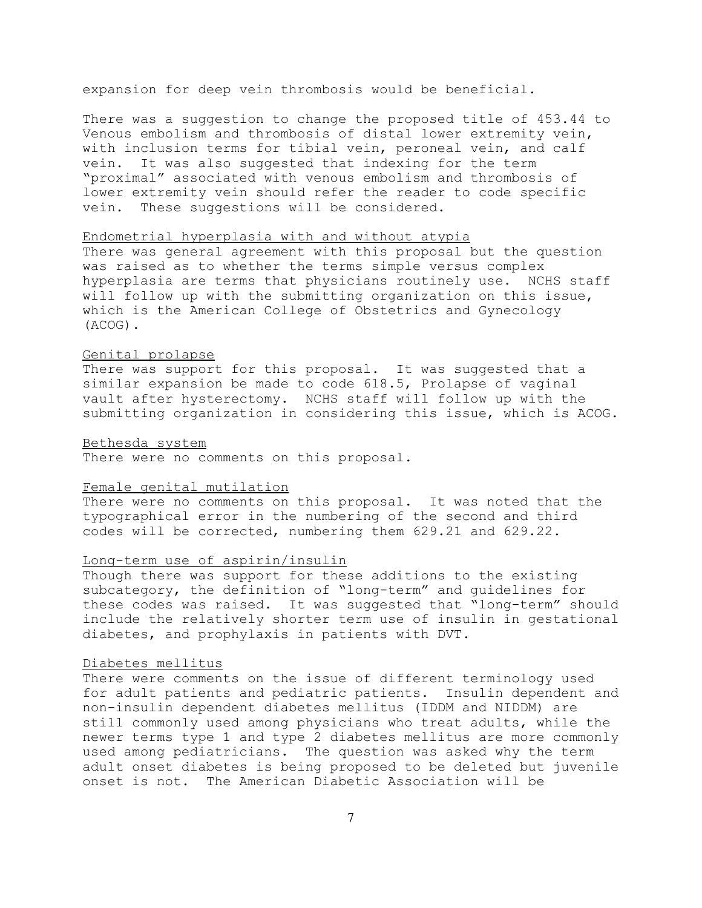expansion for deep vein thrombosis would be beneficial.

There was a suggestion to change the proposed title of 453.44 to Venous embolism and thrombosis of distal lower extremity vein, with inclusion terms for tibial vein, peroneal vein, and calf vein. It was also suggested that indexing for the term "proximal" associated with venous embolism and thrombosis of lower extremity vein should refer the reader to code specific vein. These suggestions will be considered.

<u>Endometrial hyperplasia with and without atypia</u>

There was general agreement with this proposal but the question was raised as to whether the terms simple versus complex hyperplasia are terms that physicians routinely use. NCHS staff will follow up with the submitting organization on this issue, which is the American College of Obstetrics and Gynecology (ACOG).

<u>Genital prolapse</u>

There was support for this proposal. It was suggested that a similar expansion be made to code 618.5, Prolapse of vaginal vault after hysterectomy. NCHS staff will follow up with the submitting organization in considering this issue, which is ACOG.

<u>Bethesda system</u>

There were no comments on this proposal.

<u>Female genital mutilation</u>

There were no comments on this proposal. It was noted that the typographical error in the numbering of the second and third codes will be corrected, numbering them 629.21 and 629.22.

<u>Long-term use of aspirin/insulin</u>

Though there was support for these additions to the existing subcategory, the definition of "long-term" and guidelines for these codes was raised. It was suggested that "long-term" should include the relatively shorter term use of insulin in gestational diabetes, and prophylaxis in patients with DVT.

<u>Diabetes mellitus</u>

There were comments on the issue of different terminology used for adult patients and pediatric patients. Insulin dependent and non-insulin dependent diabetes mellitus (IDDM and NIDDM) are still commonly used among physicians who treat adults, while the newer terms type 1 and type 2 diabetes mellitus are more commonly used among pediatricians. The question was asked why the term adult onset diabetes is being proposed to be deleted but juvenile onset is not. The American Diabetic Association will be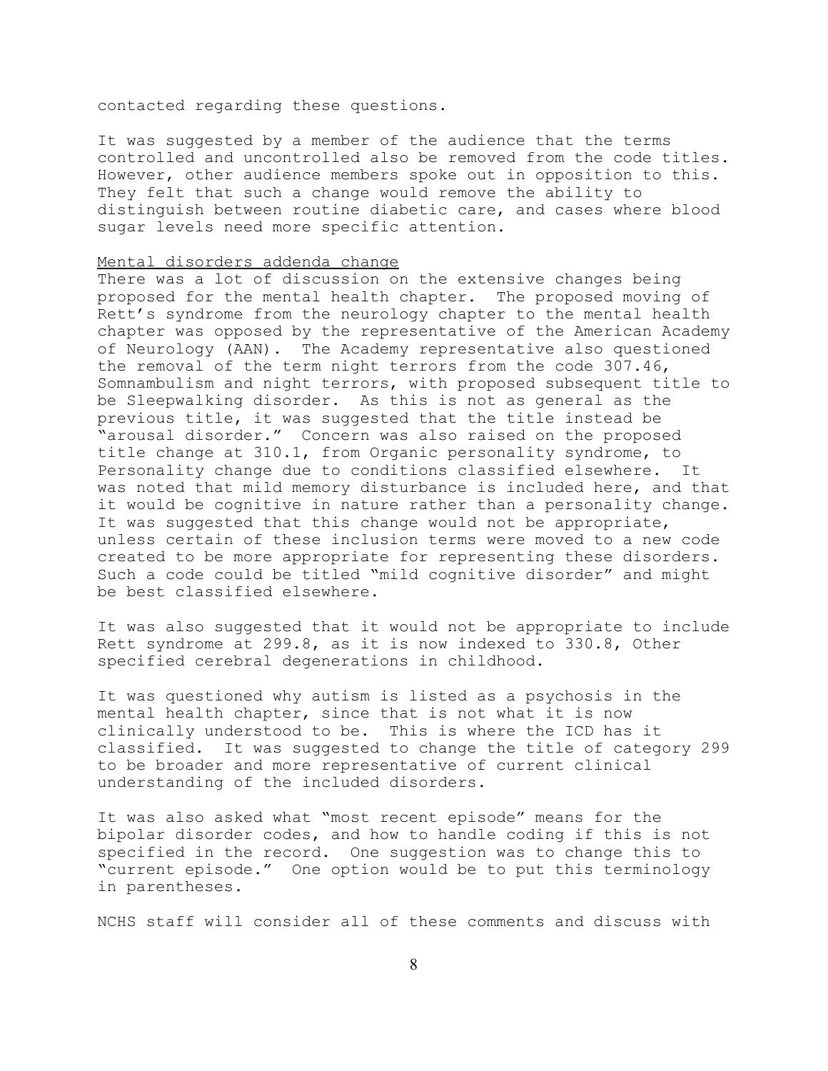contacted regarding these questions.

It was suggested by a member of the audience that the terms controlled and uncontrolled also be removed from the code titles. However, other audience members spoke out in opposition to this. They felt that such a change would remove the ability to distinguish between routine diabetic care, and cases where blood sugar levels need more specific attention.

<u>Mental disorders addenda change</u>

There was a lot of discussion on the extensive changes being proposed for the mental health chapter. The proposed moving of Rett's syndrome from the neurology chapter to the mental health chapter was opposed by the representative of the American Academy of Neurology (AAN). The Academy representative also questioned the removal of the term night terrors from the code 307.46, Somnambulism and night terrors, with proposed subsequent title to be Sleepwalking disorder. As this is not as general as the previous title, it was suggested that the title instead be "arousal disorder." Concern was also raised on the proposed title change at 310.1, from Organic personality syndrome, to Personality change due to conditions classified elsewhere. It was noted that mild memory disturbance is included here, and that it would be cognitive in nature rather than a personality change. It was suggested that this change would not be appropriate, unless certain of these inclusion terms were moved to a new code created to be more appropriate for representing these disorders. Such a code could be titled "mild cognitive disorder" and might be best classified elsewhere.

It was also suggested that it would not be appropriate to include Rett syndrome at 299.8, as it is now indexed to 330.8, Other specified cerebral degenerations in childhood.

It was questioned why autism is listed as a psychosis in the mental health chapter, since that is not what it is now clinically understood to be. This is where the ICD has it classified. It was suggested to change the title of category 299 to be broader and more representative of current clinical understanding of the included disorders.

It was also asked what "most recent episode" means for the bipolar disorder codes, and how to handle coding if this is not specified in the record. One suggestion was to change this to "current episode." One option would be to put this terminology in parentheses.

NCHS staff will consider all of these comments and discuss with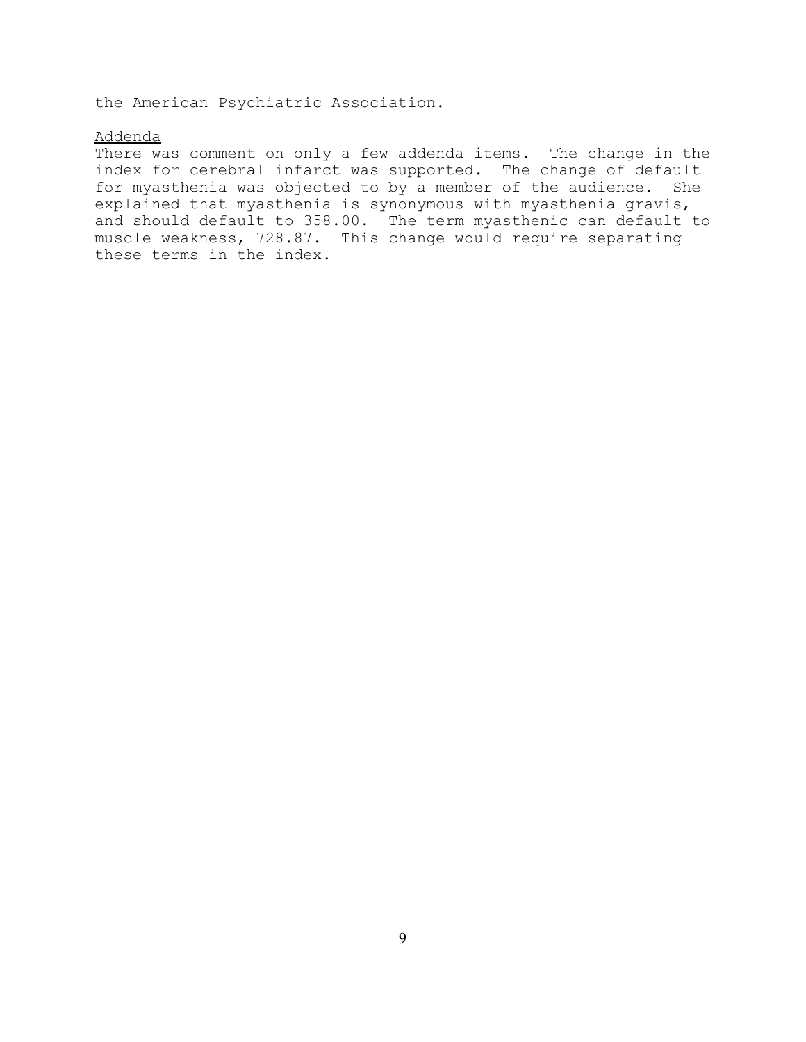the American Psychiatric Association.

<u>Addenda</u>

There was comment on only a few addenda items. The change in the index for cerebral infarct was supported. The change of default for myasthenia was objected to by a member of the audience. She explained that myasthenia is synonymous with myasthenia gravis, and should default to 358.00. The term myasthenic can default to muscle weakness, 728.87. This change would require separating these terms in the index.